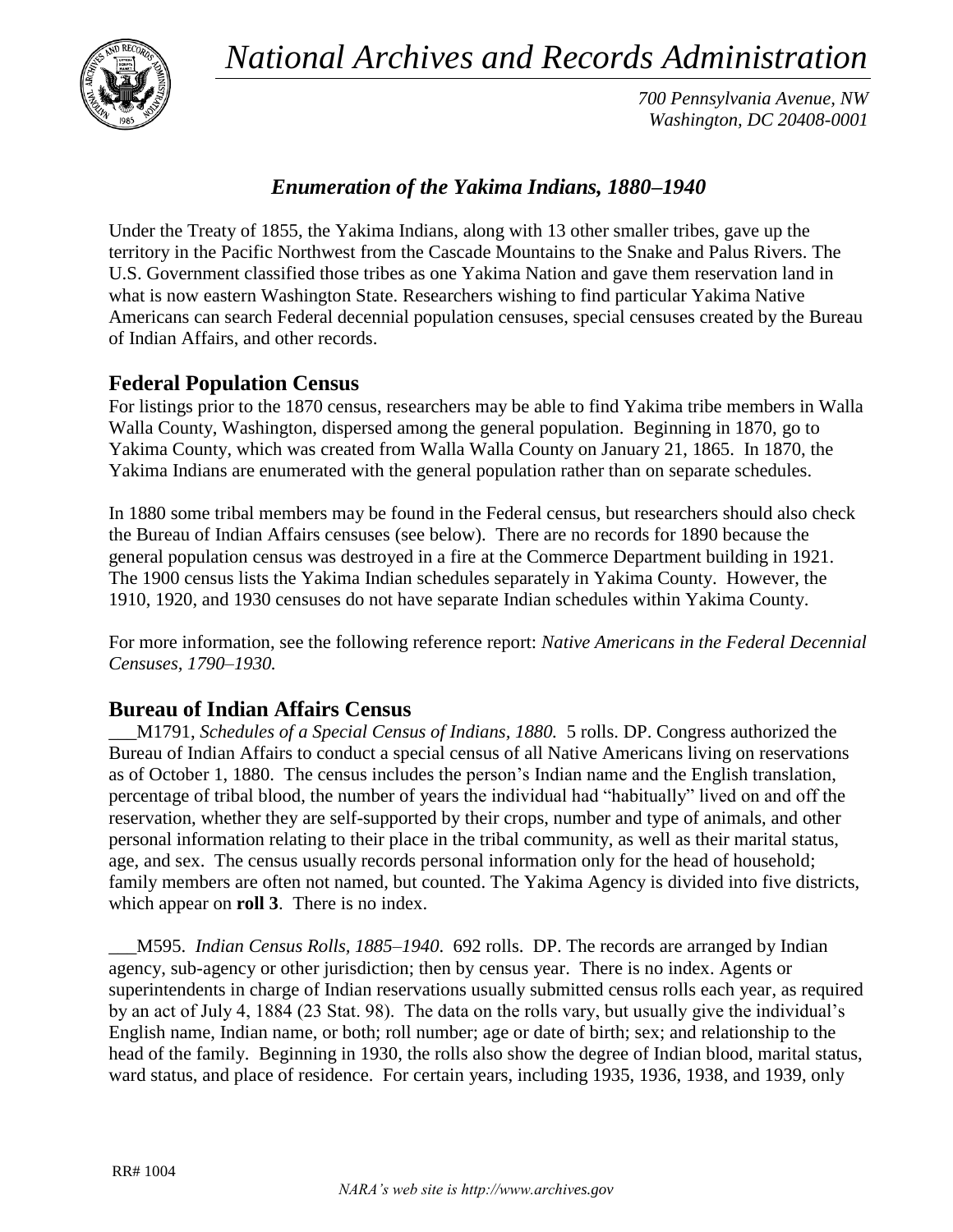# National Archives and Records Administration

*700 Pennsylvania Avenue, NW*
*Washington, DC 20408-0001*

## *Enumeration of the Yakima Indians, 1880–1940*

Under the Treaty of 1855, the Yakima Indians, along with 13 other smaller tribes, gave up the territory in the Pacific Northwest from the Cascade Mountains to the Snake and Palus Rivers. The U.S. Government classified those tribes as one Yakima Nation and gave them reservation land in what is now eastern Washington State. Researchers wishing to find particular Yakima Native Americans can search Federal decennial population censuses, special censuses created by the Bureau of Indian Affairs, and other records.

## Federal Population Census

For listings prior to the 1870 census, researchers may be able to find Yakima tribe members in Walla Walla County, Washington, dispersed among the general population. Beginning in 1870, go to Yakima County, which was created from Walla Walla County on January 21, 1865. In 1870, the Yakima Indians are enumerated with the general population rather than on separate schedules.

In 1880 some tribal members may be found in the Federal census, but researchers should also check the Bureau of Indian Affairs censuses (see below). There are no records for 1890 because the general population census was destroyed in a fire at the Commerce Department building in 1921. The 1900 census lists the Yakima Indian schedules separately in Yakima County. However, the 1910, 1920, and 1930 censuses do not have separate Indian schedules within Yakima County.

For more information, see the following reference report: *Native Americans in the Federal Decennial Censuses, 1790–1930.*

## Bureau of Indian Affairs Census

___M1791, *Schedules of a Special Census of Indians, 1880.* 5 rolls. DP. Congress authorized the Bureau of Indian Affairs to conduct a special census of all Native Americans living on reservations as of October 1, 1880. The census includes the person's Indian name and the English translation, percentage of tribal blood, the number of years the individual had "habitually" lived on and off the reservation, whether they are self-supported by their crops, number and type of animals, and other personal information relating to their place in the tribal community, as well as their marital status, age, and sex. The census usually records personal information only for the head of household; family members are often not named, but counted. The Yakima Agency is divided into five districts, which appear on **roll 3**. There is no index.

___M595. *Indian Census Rolls, 1885–1940*. 692 rolls. DP. The records are arranged by Indian agency, sub-agency or other jurisdiction; then by census year. There is no index. Agents or superintendents in charge of Indian reservations usually submitted census rolls each year, as required by an act of July 4, 1884 (23 Stat. 98). The data on the rolls vary, but usually give the individual's English name, Indian name, or both; roll number; age or date of birth; sex; and relationship to the head of the family. Beginning in 1930, the rolls also show the degree of Indian blood, marital status, ward status, and place of residence. For certain years, including 1935, 1936, 1938, and 1939, only

RR# 1004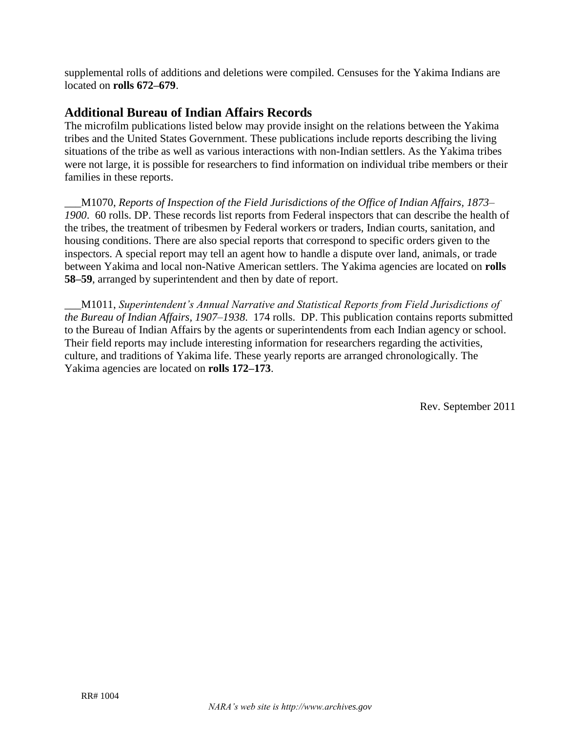supplemental rolls of additions and deletions were compiled. Censuses for the Yakima Indians are located on **rolls 672–679**.

## Additional Bureau of Indian Affairs Records

The microfilm publications listed below may provide insight on the relations between the Yakima tribes and the United States Government. These publications include reports describing the living situations of the tribe as well as various interactions with non-Indian settlers. As the Yakima tribes were not large, it is possible for researchers to find information on individual tribe members or their families in these reports.

___M1070, *Reports of Inspection of the Field Jurisdictions of the Office of Indian Affairs, 1873–1900*. 60 rolls. DP. These records list reports from Federal inspectors that can describe the health of the tribes, the treatment of tribesmen by Federal workers or traders, Indian courts, sanitation, and housing conditions. There are also special reports that correspond to specific orders given to the inspectors. A special report may tell an agent how to handle a dispute over land, animals, or trade between Yakima and local non-Native American settlers. The Yakima agencies are located on **rolls 58–59**, arranged by superintendent and then by date of report.

___M1011, *Superintendent's Annual Narrative and Statistical Reports from Field Jurisdictions of the Bureau of Indian Affairs, 1907–1938*. 174 rolls. DP. This publication contains reports submitted to the Bureau of Indian Affairs by the agents or superintendents from each Indian agency or school. Their field reports may include interesting information for researchers regarding the activities, culture, and traditions of Yakima life. These yearly reports are arranged chronologically. The Yakima agencies are located on **rolls 172–173**.

Rev. September 2011

RR# 1004

*NARA's web site is http://www.archives.gov*